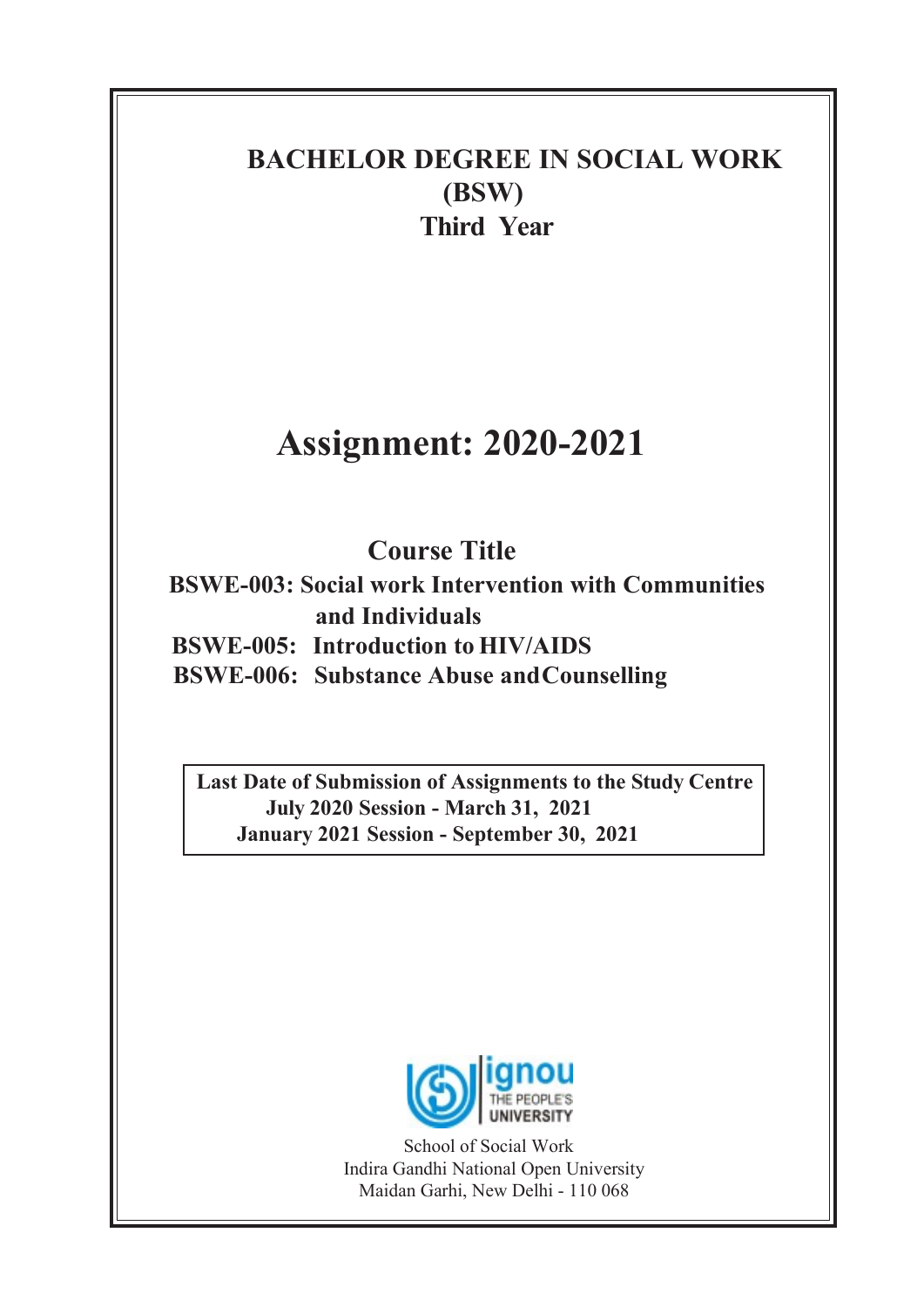# BACHELOR DEGREE IN SOCIAL WORK (BSW)

## Third Year

# Assignment: 2020-2021

## Course Title

**BSWE-003: Social work Intervention with Communities and Individuals**

**BSWE-005: Introduction to HIV/AIDS**

**BSWE-006: Substance Abuse and Counselling**

**Last Date of Submission of Assignments to the Study Centre**
**July 2020 Session - March 31, 2021**
**January 2021 Session - September 30, 2021**

ignou
THE PEOPLE'S UNIVERSITY

School of Social Work
Indira Gandhi National Open University
Maidan Garhi, New Delhi - 110 068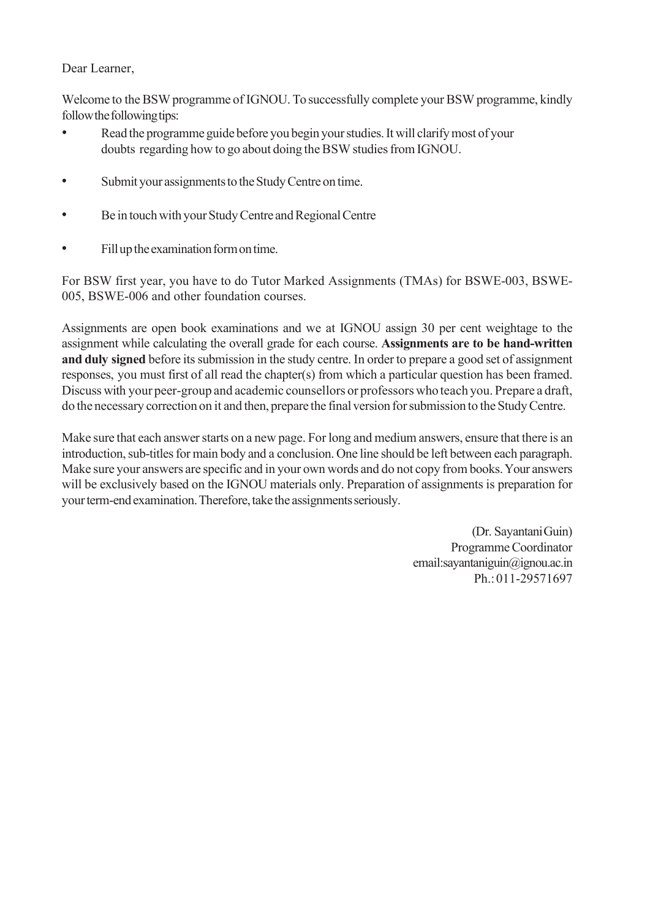Dear Learner,

Welcome to the BSW programme of IGNOU. To successfully complete your BSW programme, kindly follow the following tips:

- Read the programme guide before you begin your studies. It will clarify most of your doubts regarding how to go about doing the BSW studies from IGNOU.
- Submit your assignments to the Study Centre on time.
- Be in touch with your Study Centre and Regional Centre
- Fill up the examination form on time.

For BSW first year, you have to do Tutor Marked Assignments (TMAs) for BSWE-003, BSWE-005, BSWE-006 and other foundation courses.

Assignments are open book examinations and we at IGNOU assign 30 per cent weightage to the assignment while calculating the overall grade for each course. **Assignments are to be hand-written and duly signed** before its submission in the study centre. In order to prepare a good set of assignment responses, you must first of all read the chapter(s) from which a particular question has been framed. Discuss with your peer-group and academic counsellors or professors who teach you. Prepare a draft, do the necessary correction on it and then, prepare the final version for submission to the Study Centre.

Make sure that each answer starts on a new page. For long and medium answers, ensure that there is an introduction, sub-titles for main body and a conclusion. One line should be left between each paragraph. Make sure your answers are specific and in your own words and do not copy from books. Your answers will be exclusively based on the IGNOU materials only. Preparation of assignments is preparation for your term-end examination. Therefore, take the assignments seriously.

(Dr. Sayantani Guin)
Programme Coordinator
email:sayantaniguin@ignou.ac.in
Ph.: 011-29571697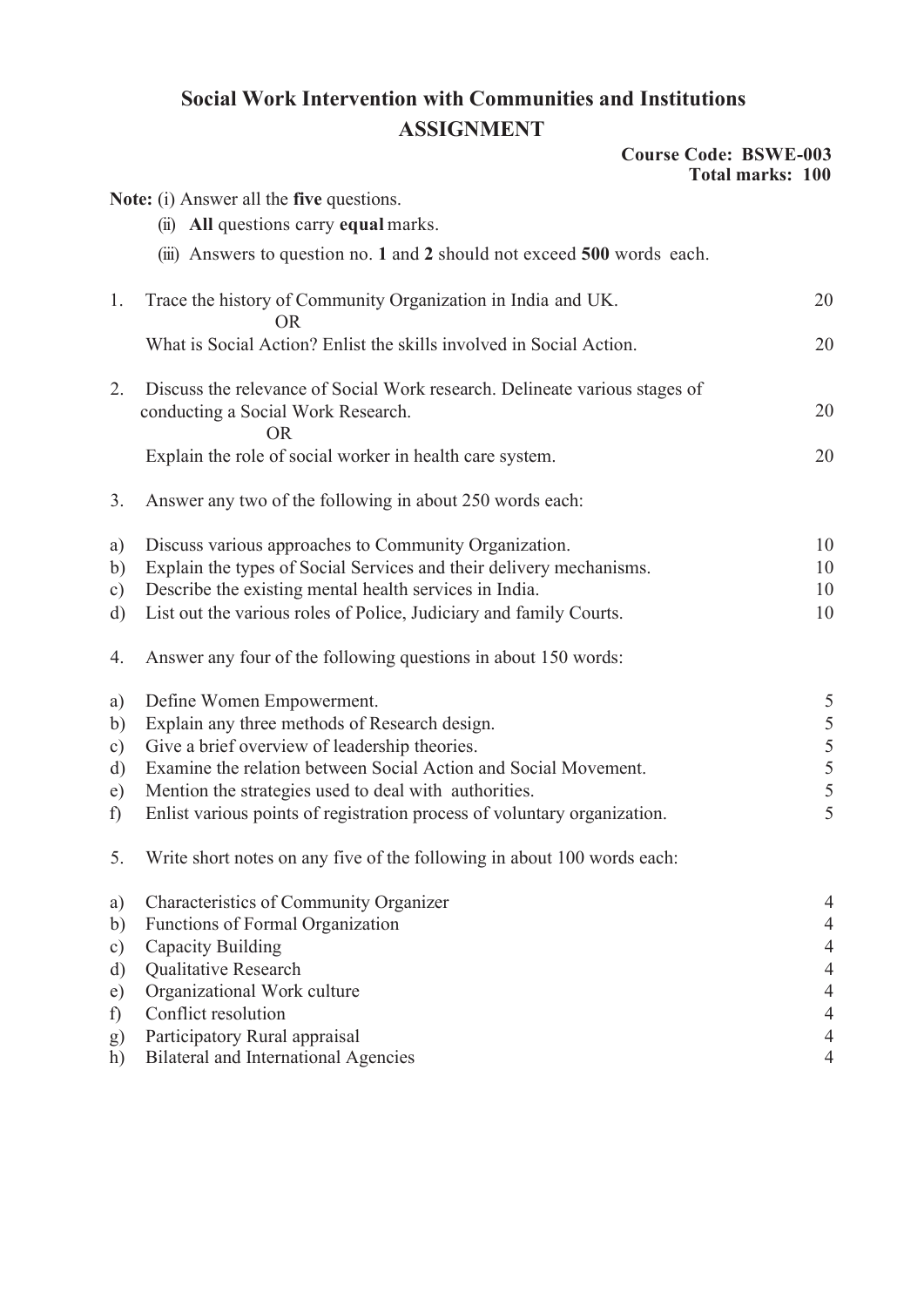# Social Work Intervention with Communities and Institutions

## ASSIGNMENT

**Course Code: BSWE-003**
**Total marks: 100**

**Note:** (i) Answer all the **five** questions.

(ii) **All** questions carry **equal** marks.

(iii) Answers to question no. **1** and **2** should not exceed **500** words each.

1. Trace the history of Community Organization in India and UK. — 20

   OR

   What is Social Action? Enlist the skills involved in Social Action. — 20

2. Discuss the relevance of Social Work research. Delineate various stages of conducting a Social Work Research. — 20

   OR

   Explain the role of social worker in health care system. — 20

3. Answer any two of the following in about 250 words each:

   a) Discuss various approaches to Community Organization. — 10

   b) Explain the types of Social Services and their delivery mechanisms. — 10

   c) Describe the existing mental health services in India. — 10

   d) List out the various roles of Police, Judiciary and family Courts. — 10

4. Answer any four of the following questions in about 150 words:

   a) Define Women Empowerment. — 5

   b) Explain any three methods of Research design. — 5

   c) Give a brief overview of leadership theories. — 5

   d) Examine the relation between Social Action and Social Movement. — 5

   e) Mention the strategies used to deal with authorities. — 5

   f) Enlist various points of registration process of voluntary organization. — 5

5. Write short notes on any five of the following in about 100 words each:

   a) Characteristics of Community Organizer — 4

   b) Functions of Formal Organization — 4

   c) Capacity Building — 4

   d) Qualitative Research — 4

   e) Organizational Work culture — 4

   f) Conflict resolution — 4

   g) Participatory Rural appraisal — 4

   h) Bilateral and International Agencies — 4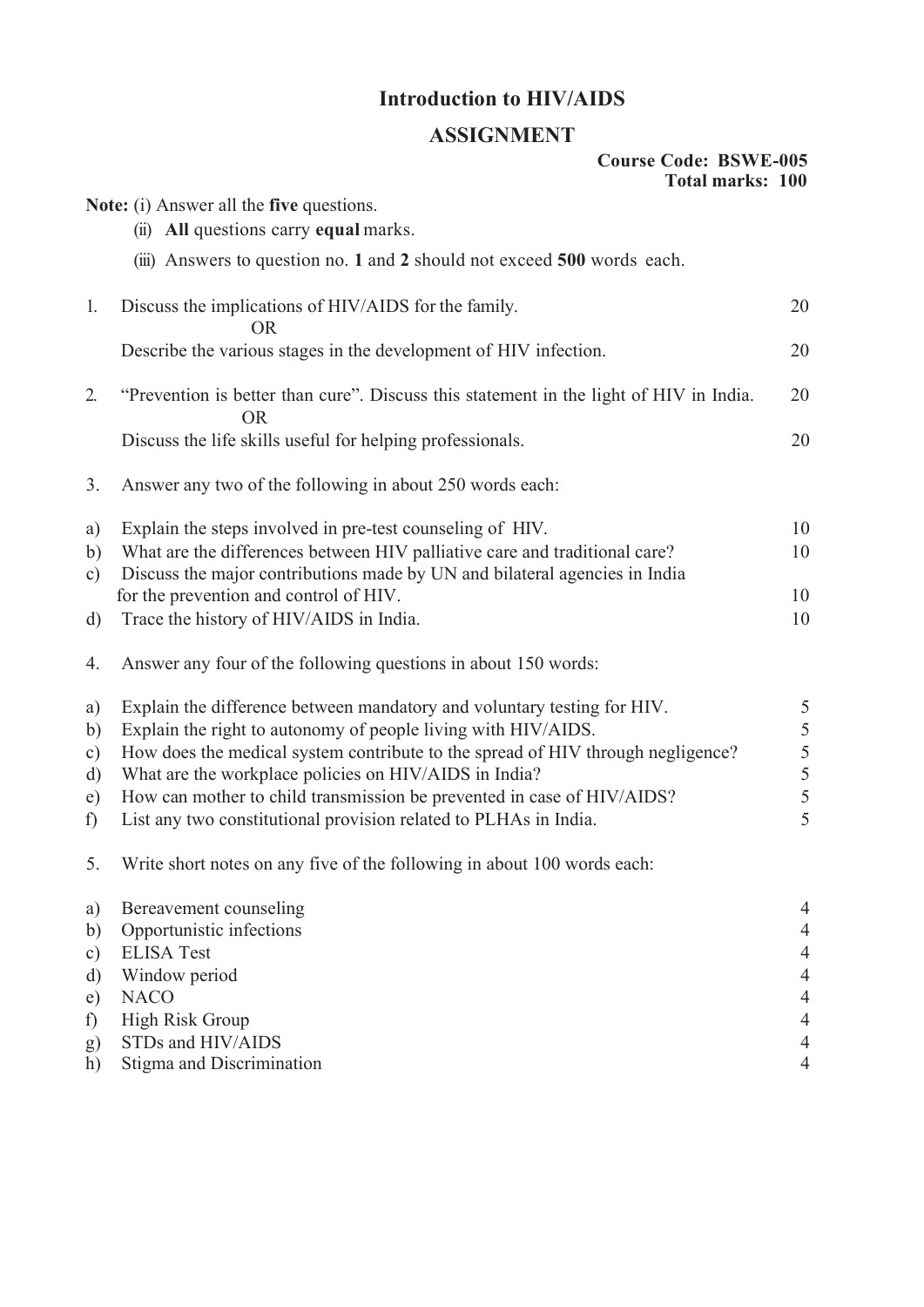# Introduction to HIV/AIDS

## ASSIGNMENT

**Course Code: BSWE-005**
**Total marks: 100**

**Note:** (i) Answer all the **five** questions.

(ii) **All** questions carry **equal** marks.

(iii) Answers to question no. **1** and **2** should not exceed **500** words each.

1. Discuss the implications of HIV/AIDS for the family. — 20

   OR

   Describe the various stages in the development of HIV infection. — 20

2. "Prevention is better than cure". Discuss this statement in the light of HIV in India. — 20

   OR

   Discuss the life skills useful for helping professionals. — 20

3. Answer any two of the following in about 250 words each:

   a) Explain the steps involved in pre-test counseling of HIV. — 10
   b) What are the differences between HIV palliative care and traditional care? — 10
   c) Discuss the major contributions made by UN and bilateral agencies in India for the prevention and control of HIV. — 10
   d) Trace the history of HIV/AIDS in India. — 10

4. Answer any four of the following questions in about 150 words:

   a) Explain the difference between mandatory and voluntary testing for HIV. — 5
   b) Explain the right to autonomy of people living with HIV/AIDS. — 5
   c) How does the medical system contribute to the spread of HIV through negligence? — 5
   d) What are the workplace policies on HIV/AIDS in India? — 5
   e) How can mother to child transmission be prevented in case of HIV/AIDS? — 5
   f) List any two constitutional provision related to PLHAs in India. — 5

5. Write short notes on any five of the following in about 100 words each:

   a) Bereavement counseling — 4
   b) Opportunistic infections — 4
   c) ELISA Test — 4
   d) Window period — 4
   e) NACO — 4
   f) High Risk Group — 4
   g) STDs and HIV/AIDS — 4
   h) Stigma and Discrimination — 4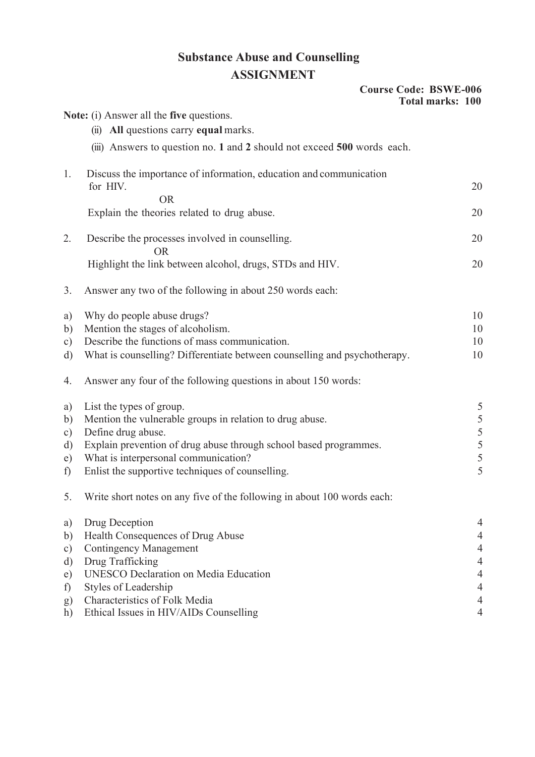# Substance Abuse and Counselling

## ASSIGNMENT

**Course Code: BSWE-006**
**Total marks: 100**

**Note:** (i) Answer all the **five** questions.

(ii) **All** questions carry **equal** marks.

(iii) Answers to question no. **1** and **2** should not exceed **500** words each.

1. Discuss the importance of information, education and communication for HIV. — 20

   OR

   Explain the theories related to drug abuse. — 20

2. Describe the processes involved in counselling. — 20

   OR

   Highlight the link between alcohol, drugs, STDs and HIV. — 20

3. Answer any two of the following in about 250 words each:

   a) Why do people abuse drugs? — 10
   b) Mention the stages of alcoholism. — 10
   c) Describe the functions of mass communication. — 10
   d) What is counselling? Differentiate between counselling and psychotherapy. — 10

4. Answer any four of the following questions in about 150 words:

   a) List the types of group. — 5
   b) Mention the vulnerable groups in relation to drug abuse. — 5
   c) Define drug abuse. — 5
   d) Explain prevention of drug abuse through school based programmes. — 5
   e) What is interpersonal communication? — 5
   f) Enlist the supportive techniques of counselling. — 5

5. Write short notes on any five of the following in about 100 words each:

   a) Drug Deception — 4
   b) Health Consequences of Drug Abuse — 4
   c) Contingency Management — 4
   d) Drug Trafficking — 4
   e) UNESCO Declaration on Media Education — 4
   f) Styles of Leadership — 4
   g) Characteristics of Folk Media — 4
   h) Ethical Issues in HIV/AIDs Counselling — 4